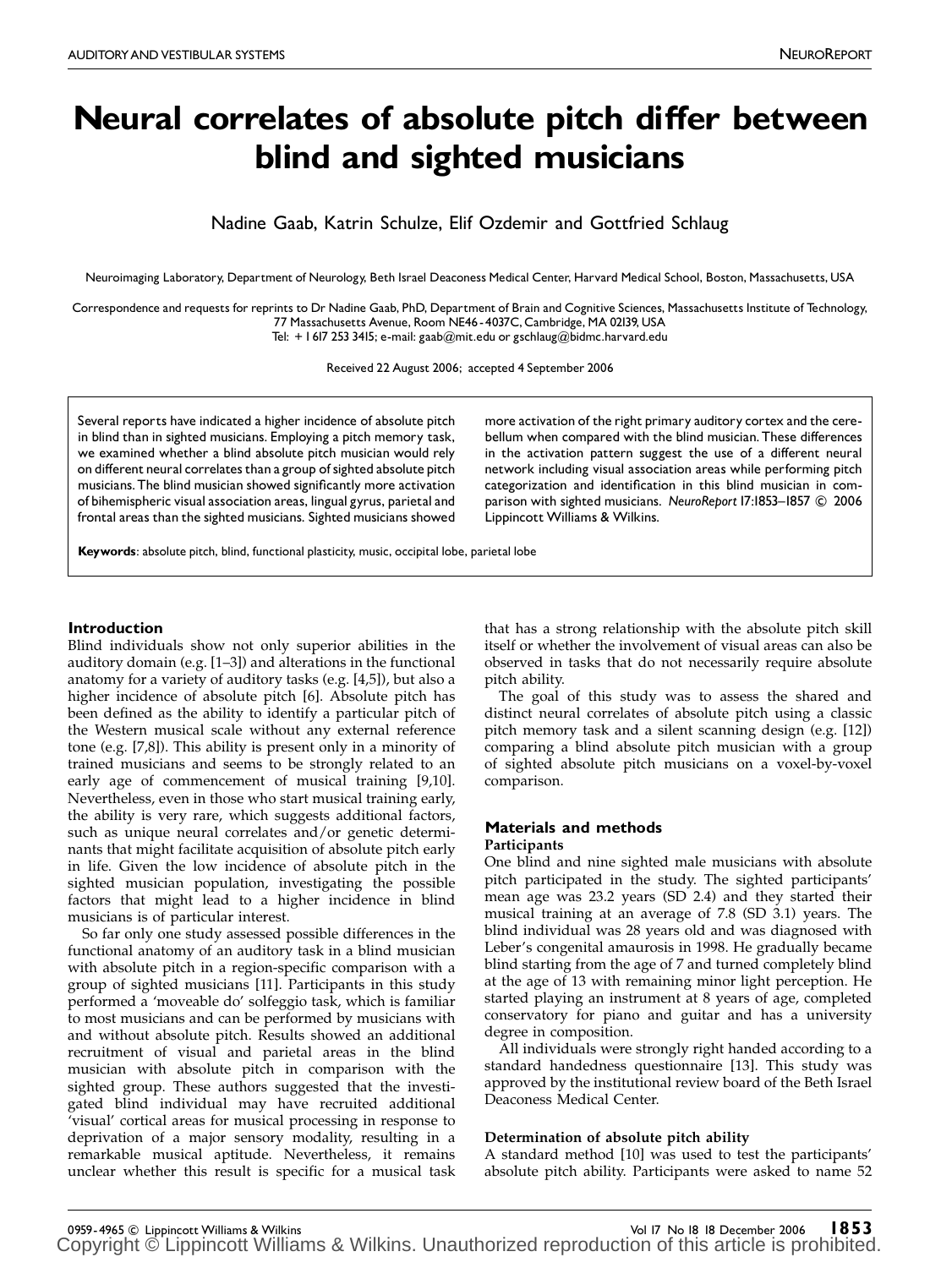# Neural correlates of absolute pitch differ between blind and sighted musicians

Nadine Gaab, Katrin Schulze, Elif Ozdemir and Gottfried Schlaug

Neuroimaging Laboratory, Department of Neurology, Beth Israel Deaconess Medical Center, Harvard Medical School, Boston, Massachusetts, USA

Correspondence and requests for reprints to Dr Nadine Gaab, PhD, Department of Brain and Cognitive Sciences, Massachusetts Institute of Technology, 77 Massachusetts Avenue, Room NE46 - 4037C, Cambridge, MA 02139, USA
Tel: + 1 617 253 3415; e-mail: gaab@mit.edu or gschlaug@bidmc.harvard.edu

Received 22 August 2006; accepted 4 September 2006

Several reports have indicated a higher incidence of absolute pitch in blind than in sighted musicians. Employing a pitch memory task, we examined whether a blind absolute pitch musician would rely on different neural correlates than a group of sighted absolute pitch musicians. The blind musician showed significantly more activation of bihemispheric visual association areas, lingual gyrus, parietal and frontal areas than the sighted musicians. Sighted musicians showed more activation of the right primary auditory cortex and the cerebellum when compared with the blind musician. These differences in the activation pattern suggest the use of a different neural network including visual association areas while performing pitch categorization and identification in this blind musician in comparison with sighted musicians. *NeuroReport* 17:1853–1857 © 2006 Lippincott Williams & Wilkins.

**Keywords**: absolute pitch, blind, functional plasticity, music, occipital lobe, parietal lobe

## Introduction

Blind individuals show not only superior abilities in the auditory domain (e.g. [1–3]) and alterations in the functional anatomy for a variety of auditory tasks (e.g. [4,5]), but also a higher incidence of absolute pitch [6]. Absolute pitch has been defined as the ability to identify a particular pitch of the Western musical scale without any external reference tone (e.g. [7,8]). This ability is present only in a minority of trained musicians and seems to be strongly related to an early age of commencement of musical training [9,10]. Nevertheless, even in those who start musical training early, the ability is very rare, which suggests additional factors, such as unique neural correlates and/or genetic determinants that might facilitate acquisition of absolute pitch early in life. Given the low incidence of absolute pitch in the sighted musician population, investigating the possible factors that might lead to a higher incidence in blind musicians is of particular interest.

So far only one study assessed possible differences in the functional anatomy of an auditory task in a blind musician with absolute pitch in a region-specific comparison with a group of sighted musicians [11]. Participants in this study performed a 'moveable do' solfeggio task, which is familiar to most musicians and can be performed by musicians with and without absolute pitch. Results showed an additional recruitment of visual and parietal areas in the blind musician with absolute pitch in comparison with the sighted group. These authors suggested that the investigated blind individual may have recruited additional 'visual' cortical areas for musical processing in response to deprivation of a major sensory modality, resulting in a remarkable musical aptitude. Nevertheless, it remains unclear whether this result is specific for a musical task that has a strong relationship with the absolute pitch skill itself or whether the involvement of visual areas can also be observed in tasks that do not necessarily require absolute pitch ability.

The goal of this study was to assess the shared and distinct neural correlates of absolute pitch using a classic pitch memory task and a silent scanning design (e.g. [12]) comparing a blind absolute pitch musician with a group of sighted absolute pitch musicians on a voxel-by-voxel comparison.

## Materials and methods

### Participants

One blind and nine sighted male musicians with absolute pitch participated in the study. The sighted participants' mean age was 23.2 years (SD 2.4) and they started their musical training at an average of 7.8 (SD 3.1) years. The blind individual was 28 years old and was diagnosed with Leber's congenital amaurosis in 1998. He gradually became blind starting from the age of 7 and turned completely blind at the age of 13 with remaining minor light perception. He started playing an instrument at 8 years of age, completed conservatory for piano and guitar and has a university degree in composition.

All individuals were strongly right handed according to a standard handedness questionnaire [13]. This study was approved by the institutional review board of the Beth Israel Deaconess Medical Center.

### Determination of absolute pitch ability

A standard method [10] was used to test the participants' absolute pitch ability. Participants were asked to name 52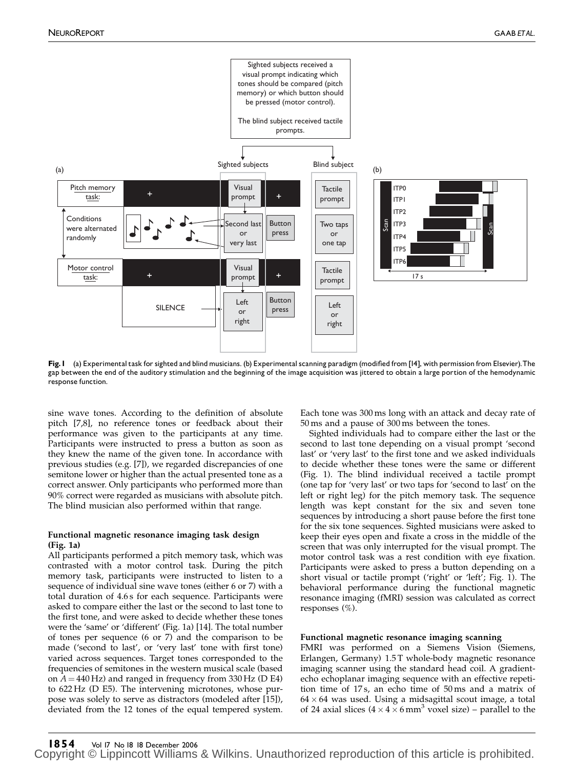Fig. 1 (a) Experimental task for sighted and blind musicians. (b) Experimental scanning paradigm (modified from [14], with permission from Elsevier). The gap between the end of the auditory stimulation and the beginning of the image acquisition was jittered to obtain a large portion of the hemodynamic response function.

sine wave tones. According to the definition of absolute pitch [7,8], no reference tones or feedback about their performance was given to the participants at any time. Participants were instructed to press a button as soon as they knew the name of the given tone. In accordance with previous studies (e.g. [7]), we regarded discrepancies of one semitone lower or higher than the actual presented tone as a correct answer. Only participants who performed more than 90% correct were regarded as musicians with absolute pitch. The blind musician also performed within that range.

### Functional magnetic resonance imaging task design (Fig. 1a)

All participants performed a pitch memory task, which was contrasted with a motor control task. During the pitch memory task, participants were instructed to listen to a sequence of individual sine wave tones (either 6 or 7) with a total duration of 4.6 s for each sequence. Participants were asked to compare either the last or the second to last tone to the first tone, and were asked to decide whether these tones were the 'same' or 'different' (Fig. 1a) [14]. The total number of tones per sequence (6 or 7) and the comparison to be made ('second to last', or 'very last' tone with first tone) varied across sequences. Target tones corresponded to the frequencies of semitones in the western musical scale (based on $A = 440$ Hz) and ranged in frequency from 330 Hz (D E4) to 622 Hz (D E5). The intervening microtones, whose purpose was solely to serve as distractors (modeled after [15]), deviated from the 12 tones of the equal tempered system. Each tone was 300 ms long with an attack and decay rate of 50 ms and a pause of 300 ms between the tones.

Sighted individuals had to compare either the last or the second to last tone depending on a visual prompt 'second last' or 'very last' to the first tone and we asked individuals to decide whether these tones were the same or different (Fig. 1). The blind individual received a tactile prompt (one tap for 'very last' or two taps for 'second to last' on the left or right leg) for the pitch memory task. The sequence length was kept constant for the six and seven tone sequences by introducing a short pause before the first tone for the six tone sequences. Sighted musicians were asked to keep their eyes open and fixate a cross in the middle of the screen that was only interrupted for the visual prompt. The motor control task was a rest condition with eye fixation. Participants were asked to press a button depending on a short visual or tactile prompt ('right' or 'left'; Fig. 1). The behavioral performance during the functional magnetic resonance imaging (fMRI) session was calculated as correct responses (%).

### Functional magnetic resonance imaging scanning

FMRI was performed on a Siemens Vision (Siemens, Erlangen, Germany) 1.5 T whole-body magnetic resonance imaging scanner using the standard head coil. A gradient-echo echoplanar imaging sequence with an effective repetition time of 17 s, an echo time of 50 ms and a matrix of $64 \times 64$ was used. Using a midsagittal scout image, a total of 24 axial slices ($4 \times 4 \times 6\,\text{mm}^3$ voxel size) – parallel to the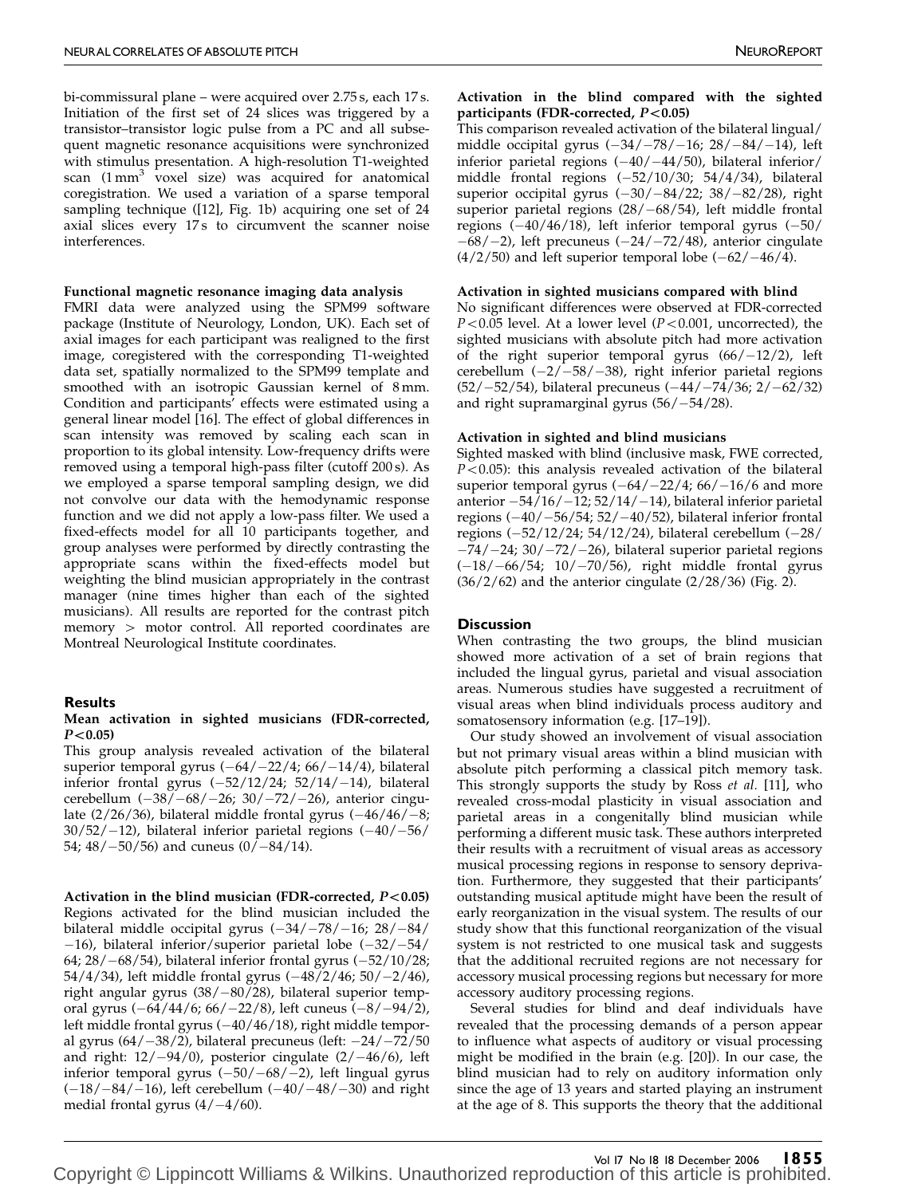bi-commissural plane – were acquired over 2.75 s, each 17 s. Initiation of the first set of 24 slices was triggered by a transistor–transistor logic pulse from a PC and all subsequent magnetic resonance acquisitions were synchronized with stimulus presentation. A high-resolution T1-weighted scan ($1\,mm^3$ voxel size) was acquired for anatomical coregistration. We used a variation of a sparse temporal sampling technique ([12], Fig. 1b) acquiring one set of 24 axial slices every 17 s to circumvent the scanner noise interferences.

### Functional magnetic resonance imaging data analysis

FMRI data were analyzed using the SPM99 software package (Institute of Neurology, London, UK). Each set of axial images for each participant was realigned to the first image, coregistered with the corresponding T1-weighted data set, spatially normalized to the SPM99 template and smoothed with an isotropic Gaussian kernel of 8 mm. Condition and participants' effects were estimated using a general linear model [16]. The effect of global differences in scan intensity was removed by scaling each scan in proportion to its global intensity. Low-frequency drifts were removed using a temporal high-pass filter (cutoff 200 s). As we employed a sparse temporal sampling design, we did not convolve our data with the hemodynamic response function and we did not apply a low-pass filter. We used a fixed-effects model for all 10 participants together, and group analyses were performed by directly contrasting the appropriate scans within the fixed-effects model but weighting the blind musician appropriately in the contrast manager (nine times higher than each of the sighted musicians). All results are reported for the contrast pitch memory > motor control. All reported coordinates are Montreal Neurological Institute coordinates.

## Results

### Mean activation in sighted musicians (FDR-corrected, $P<0.05$)

This group analysis revealed activation of the bilateral superior temporal gyrus (−64/−22/4; 66/−14/4), bilateral inferior frontal gyrus (−52/12/24; 52/14/−14), bilateral cerebellum (−38/−68/−26; 30/−72/−26), anterior cingulate (2/26/36), bilateral middle frontal gyrus (−46/46/−8; 30/52/−12), bilateral inferior parietal regions (−40/−56/54; 48/−50/56) and cuneus (0/−84/14).

### Activation in the blind musician (FDR-corrected, $P<0.05$)

Regions activated for the blind musician included the bilateral middle occipital gyrus (−34/−78/−16; 28/−84/−16), bilateral inferior/superior parietal lobe (−32/−54/64; 28/−68/54), bilateral inferior frontal gyrus (−52/10/28; 54/4/34), left middle frontal gyrus (−48/2/46; 50/−2/46), right angular gyrus (38/−80/28), bilateral superior temporal gyrus (−64/44/6; 66/−22/8), left cuneus (−8/−94/2), left middle frontal gyrus (−40/46/18), right middle temporal gyrus (64/−38/2), bilateral precuneus (left: −24/−72/50 and right: 12/−94/0), posterior cingulate (2/−46/6), left inferior temporal gyrus (−50/−68/−2), left lingual gyrus (−18/−84/−16), left cerebellum (−40/−48/−30) and right medial frontal gyrus (4/−4/60).

### Activation in the blind compared with the sighted participants (FDR-corrected, $P<0.05$)

This comparison revealed activation of the bilateral lingual/middle occipital gyrus (−34/−78/−16; 28/−84/−14), left inferior parietal regions (−40/−44/50), bilateral inferior/middle frontal regions (−52/10/30; 54/4/34), bilateral superior occipital gyrus (−30/−84/22; 38/−82/28), right superior parietal regions (28/−68/54), left middle frontal regions (−40/46/18), left inferior temporal gyrus (−50/−68/−2), left precuneus (−24/−72/48), anterior cingulate (4/2/50) and left superior temporal lobe (−62/−46/4).

### Activation in sighted musicians compared with blind

No significant differences were observed at FDR-corrected $P<0.05$ level. At a lower level ($P<0.001$, uncorrected), the sighted musicians with absolute pitch had more activation of the right superior temporal gyrus (66/−12/2), left cerebellum (−2/−58/−38), right inferior parietal regions (52/−52/54), bilateral precuneus (−44/−74/36; 2/−62/32) and right supramarginal gyrus (56/−54/28).

### Activation in sighted and blind musicians

Sighted masked with blind (inclusive mask, FWE corrected, $P<0.05$): this analysis revealed activation of the bilateral superior temporal gyrus (−64/−22/4; 66/−16/6 and more anterior −54/16/−12; 52/14/−14), bilateral inferior parietal regions (−40/−56/54; 52/−40/52), bilateral inferior frontal regions (−52/12/24; 54/12/24), bilateral cerebellum (−28/−74/−24; 30/−72/−26), bilateral superior parietal regions (−18/−66/54; 10/−70/56), right middle frontal gyrus (36/2/62) and the anterior cingulate (2/28/36) (Fig. 2).

## Discussion

When contrasting the two groups, the blind musician showed more activation of a set of brain regions that included the lingual gyrus, parietal and visual association areas. Numerous studies have suggested a recruitment of visual areas when blind individuals process auditory and somatosensory information (e.g. [17–19]).

Our study showed an involvement of visual association but not primary visual areas within a blind musician with absolute pitch performing a classical pitch memory task. This strongly supports the study by Ross *et al.* [11], who revealed cross-modal plasticity in visual association and parietal areas in a congenitally blind musician while performing a different music task. These authors interpreted their results with a recruitment of visual areas as accessory musical processing regions in response to sensory deprivation. Furthermore, they suggested that their participants' outstanding musical aptitude might have been the result of early reorganization in the visual system. The results of our study show that this functional reorganization of the visual system is not restricted to one musical task and suggests that the additional recruited regions are not necessary for accessory musical processing regions but necessary for more accessory auditory processing regions.

Several studies for blind and deaf individuals have revealed that the processing demands of a person appear to influence what aspects of auditory or visual processing might be modified in the brain (e.g. [20]). In our case, the blind musician had to rely on auditory information only since the age of 13 years and started playing an instrument at the age of 8. This supports the theory that the additional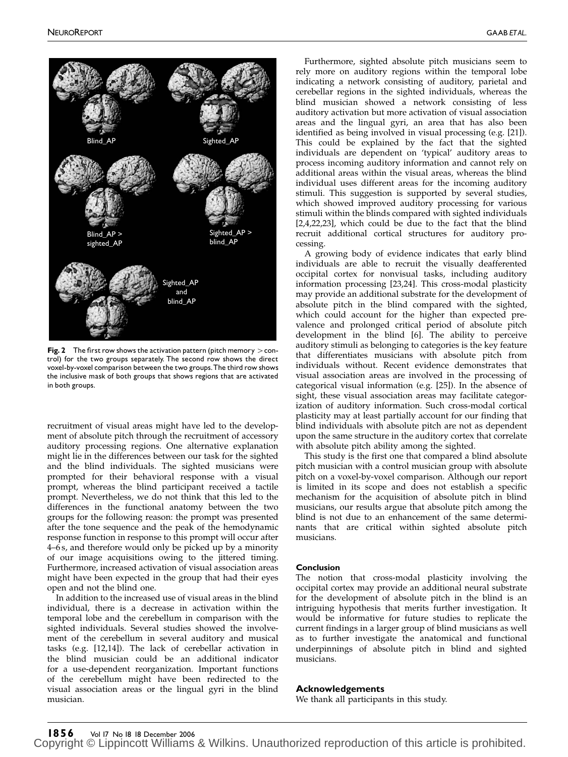Blind_AP

Sighted_AP

Blind_AP > sighted_AP

Sighted_AP > blind_AP

Sighted_AP and blind_AP

**Fig. 2** The first row shows the activation pattern (pitch memory > control) for the two groups separately. The second row shows the direct voxel-by-voxel comparison between the two groups. The third row shows the inclusive mask of both groups that shows regions that are activated in both groups.

recruitment of visual areas might have led to the development of absolute pitch through the recruitment of accessory auditory processing regions. One alternative explanation might lie in the differences between our task for the sighted and the blind individuals. The sighted musicians were prompted for their behavioral response with a visual prompt, whereas the blind participant received a tactile prompt. Nevertheless, we do not think that this led to the differences in the functional anatomy between the two groups for the following reason: the prompt was presented after the tone sequence and the peak of the hemodynamic response function in response to this prompt will occur after 4–6 s, and therefore would only be picked up by a minority of our image acquisitions owing to the jittered timing. Furthermore, increased activation of visual association areas might have been expected in the group that had their eyes open and not the blind one.

In addition to the increased use of visual areas in the blind individual, there is a decrease in activation within the temporal lobe and the cerebellum in comparison with the sighted individuals. Several studies showed the involvement of the cerebellum in several auditory and musical tasks (e.g. [12,14]). The lack of cerebellar activation in the blind musician could be an additional indicator for a use-dependent reorganization. Important functions of the cerebellum might have been redirected to the visual association areas or the lingual gyri in the blind musician.

Furthermore, sighted absolute pitch musicians seem to rely more on auditory regions within the temporal lobe indicating a network consisting of auditory, parietal and cerebellar regions in the sighted individuals, whereas the blind musician showed a network consisting of less auditory activation but more activation of visual association areas and the lingual gyri, an area that has also been identified as being involved in visual processing (e.g. [21]). This could be explained by the fact that the sighted individuals are dependent on 'typical' auditory areas to process incoming auditory information and cannot rely on additional areas within the visual areas, whereas the blind individual uses different areas for the incoming auditory stimuli. This suggestion is supported by several studies, which showed improved auditory processing for various stimuli within the blinds compared with sighted individuals [2,4,22,23], which could be due to the fact that the blind recruit additional cortical structures for auditory processing.

A growing body of evidence indicates that early blind individuals are able to recruit the visually deafferented occipital cortex for nonvisual tasks, including auditory information processing [23,24]. This cross-modal plasticity may provide an additional substrate for the development of absolute pitch in the blind compared with the sighted, which could account for the higher than expected prevalence and prolonged critical period of absolute pitch development in the blind [6]. The ability to perceive auditory stimuli as belonging to categories is the key feature that differentiates musicians with absolute pitch from individuals without. Recent evidence demonstrates that visual association areas are involved in the processing of categorical visual information (e.g. [25]). In the absence of sight, these visual association areas may facilitate categorization of auditory information. Such cross-modal cortical plasticity may at least partially account for our finding that blind individuals with absolute pitch are not as dependent upon the same structure in the auditory cortex that correlate with absolute pitch ability among the sighted.

This study is the first one that compared a blind absolute pitch musician with a control musician group with absolute pitch on a voxel-by-voxel comparison. Although our report is limited in its scope and does not establish a specific mechanism for the acquisition of absolute pitch in blind musicians, our results argue that absolute pitch among the blind is not due to an enhancement of the same determinants that are critical within sighted absolute pitch musicians.

## Conclusion

The notion that cross-modal plasticity involving the occipital cortex may provide an additional neural substrate for the development of absolute pitch in the blind is an intriguing hypothesis that merits further investigation. It would be informative for future studies to replicate the current findings in a larger group of blind musicians as well as to further investigate the anatomical and functional underpinnings of absolute pitch in blind and sighted musicians.

## Acknowledgements

We thank all participants in this study.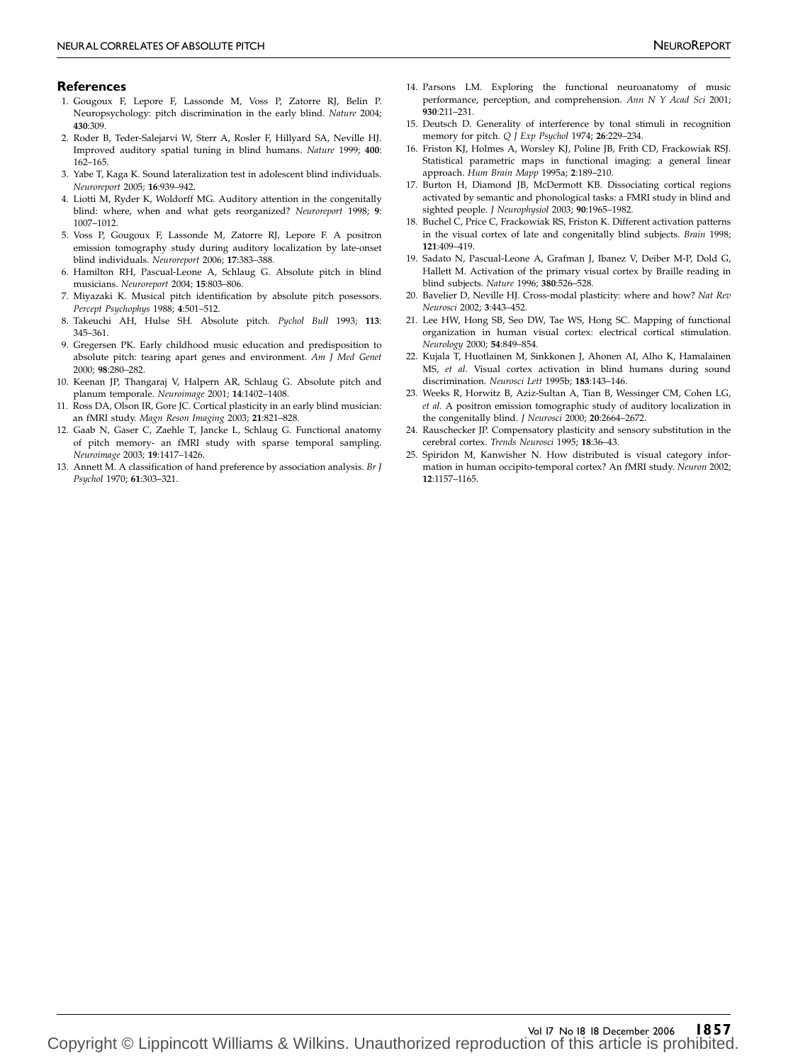## References

1. Gougoux F, Lepore F, Lassonde M, Voss P, Zatorre RJ, Belin P. Neuropsychology: pitch discrimination in the early blind. *Nature* 2004; **430**:309.
2. Roder B, Teder-Salejarvi W, Sterr A, Rosler F, Hillyard SA, Neville HJ. Improved auditory spatial tuning in blind humans. *Nature* 1999; **400**: 162–165.
3. Yabe T, Kaga K. Sound lateralization test in adolescent blind individuals. *Neuroreport* 2005; **16**:939–942.
4. Liotti M, Ryder K, Woldorff MG. Auditory attention in the congenitally blind: where, when and what gets reorganized? *Neuroreport* 1998; **9**: 1007–1012.
5. Voss P, Gougoux F, Lassonde M, Zatorre RJ, Lepore F. A positron emission tomography study during auditory localization by late-onset blind individuals. *Neuroreport* 2006; **17**:383–388.
6. Hamilton RH, Pascual-Leone A, Schlaug G. Absolute pitch in blind musicians. *Neuroreport* 2004; **15**:803–806.
7. Miyazaki K. Musical pitch identification by absolute pitch posessors. *Percept Psychophys* 1988; **4**:501–512.
8. Takeuchi AH, Hulse SH. Absolute pitch. *Pychol Bull* 1993; **113**: 345–361.
9. Gregersen PK. Early childhood music education and predisposition to absolute pitch: tearing apart genes and environment. *Am J Med Genet* 2000; **98**:280–282.
10. Keenan JP, Thangaraj V, Halpern AR, Schlaug G. Absolute pitch and planum temporale. *Neuroimage* 2001; **14**:1402–1408.
11. Ross DA, Olson IR, Gore JC. Cortical plasticity in an early blind musician: an fMRI study. *Magn Reson Imaging* 2003; **21**:821–828.
12. Gaab N, Gaser C, Zaehle T, Jancke L, Schlaug G. Functional anatomy of pitch memory- an fMRI study with sparse temporal sampling. *Neuroimage* 2003; **19**:1417–1426.
13. Annett M. A classification of hand preference by association analysis. *Br J Psychol* 1970; **61**:303–321.
14. Parsons LM. Exploring the functional neuroanatomy of music performance, perception, and comprehension. *Ann N Y Acad Sci* 2001; **930**:211–231.
15. Deutsch D. Generality of interference by tonal stimuli in recognition memory for pitch. *Q J Exp Psychol* 1974; **26**:229–234.
16. Friston KJ, Holmes A, Worsley KJ, Poline JB, Frith CD, Frackowiak RSJ. Statistical parametric maps in functional imaging: a general linear approach. *Hum Brain Mapp* 1995a; **2**:189–210.
17. Burton H, Diamond JB, McDermott KB. Dissociating cortical regions activated by semantic and phonological tasks: a FMRI study in blind and sighted people. *J Neurophysiol* 2003; **90**:1965–1982.
18. Buchel C, Price C, Frackowiak RS, Friston K. Different activation patterns in the visual cortex of late and congenitally blind subjects. *Brain* 1998; **121**:409–419.
19. Sadato N, Pascual-Leone A, Grafman J, Ibanez V, Deiber M-P, Dold G, Hallett M. Activation of the primary visual cortex by Braille reading in blind subjects. *Nature* 1996; **380**:526–528.
20. Bavelier D, Neville HJ. Cross-modal plasticity: where and how? *Nat Rev Neurosci* 2002; **3**:443–452.
21. Lee HW, Hong SB, Seo DW, Tae WS, Hong SC. Mapping of functional organization in human visual cortex: electrical cortical stimulation. *Neurology* 2000; **54**:849–854.
22. Kujala T, Huotlainen M, Sinkkonen J, Ahonen AI, Alho K, Hamalainen MS, *et al.* Visual cortex activation in blind humans during sound discrimination. *Neurosci Lett* 1995b; **183**:143–146.
23. Weeks R, Horwitz B, Aziz-Sultan A, Tian B, Wessinger CM, Cohen LG, *et al.* A positron emission tomographic study of auditory localization in the congenitally blind. *J Neurosci* 2000; **20**:2664–2672.
24. Rauschecker JP. Compensatory plasticity and sensory substitution in the cerebral cortex. *Trends Neurosci* 1995; **18**:36–43.
25. Spiridon M, Kanwisher N. How distributed is visual category information in human occipito-temporal cortex? An fMRI study. *Neuron* 2002; **12**:1157–1165.